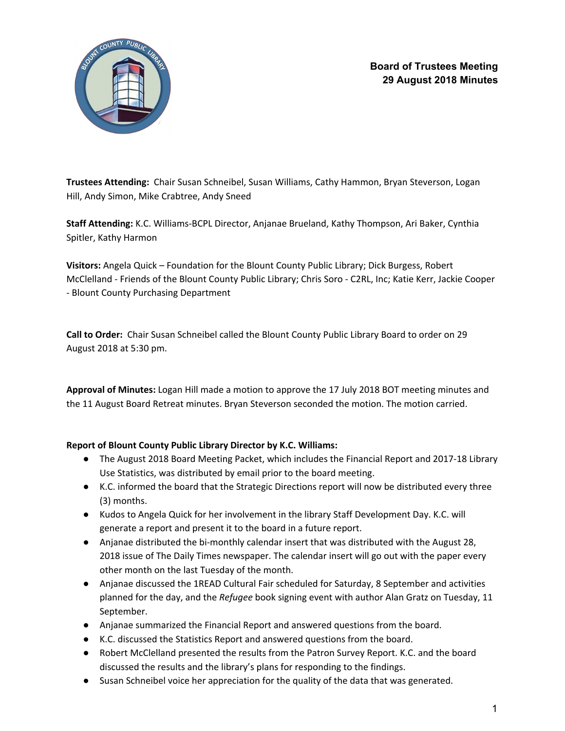**Board of Trustees Meeting**
**29 August 2018 Minutes**

**Trustees Attending:** Chair Susan Schneibel, Susan Williams, Cathy Hammon, Bryan Steverson, Logan Hill, Andy Simon, Mike Crabtree, Andy Sneed

**Staff Attending:** K.C. Williams-BCPL Director, Anjanae Brueland, Kathy Thompson, Ari Baker, Cynthia Spitler, Kathy Harmon

**Visitors:** Angela Quick – Foundation for the Blount County Public Library; Dick Burgess, Robert McClelland - Friends of the Blount County Public Library; Chris Soro - C2RL, Inc; Katie Kerr, Jackie Cooper - Blount County Purchasing Department

**Call to Order:** Chair Susan Schneibel called the Blount County Public Library Board to order on 29 August 2018 at 5:30 pm.

**Approval of Minutes:** Logan Hill made a motion to approve the 17 July 2018 BOT meeting minutes and the 11 August Board Retreat minutes. Bryan Steverson seconded the motion. The motion carried.

**Report of Blount County Public Library Director by K.C. Williams:**

- The August 2018 Board Meeting Packet, which includes the Financial Report and 2017-18 Library Use Statistics, was distributed by email prior to the board meeting.
- K.C. informed the board that the Strategic Directions report will now be distributed every three (3) months.
- Kudos to Angela Quick for her involvement in the library Staff Development Day. K.C. will generate a report and present it to the board in a future report.
- Anjanae distributed the bi-monthly calendar insert that was distributed with the August 28, 2018 issue of The Daily Times newspaper. The calendar insert will go out with the paper every other month on the last Tuesday of the month.
- Anjanae discussed the 1READ Cultural Fair scheduled for Saturday, 8 September and activities planned for the day, and the *Refugee* book signing event with author Alan Gratz on Tuesday, 11 September.
- Anjanae summarized the Financial Report and answered questions from the board.
- K.C. discussed the Statistics Report and answered questions from the board.
- Robert McClelland presented the results from the Patron Survey Report. K.C. and the board discussed the results and the library's plans for responding to the findings.
- Susan Schneibel voice her appreciation for the quality of the data that was generated.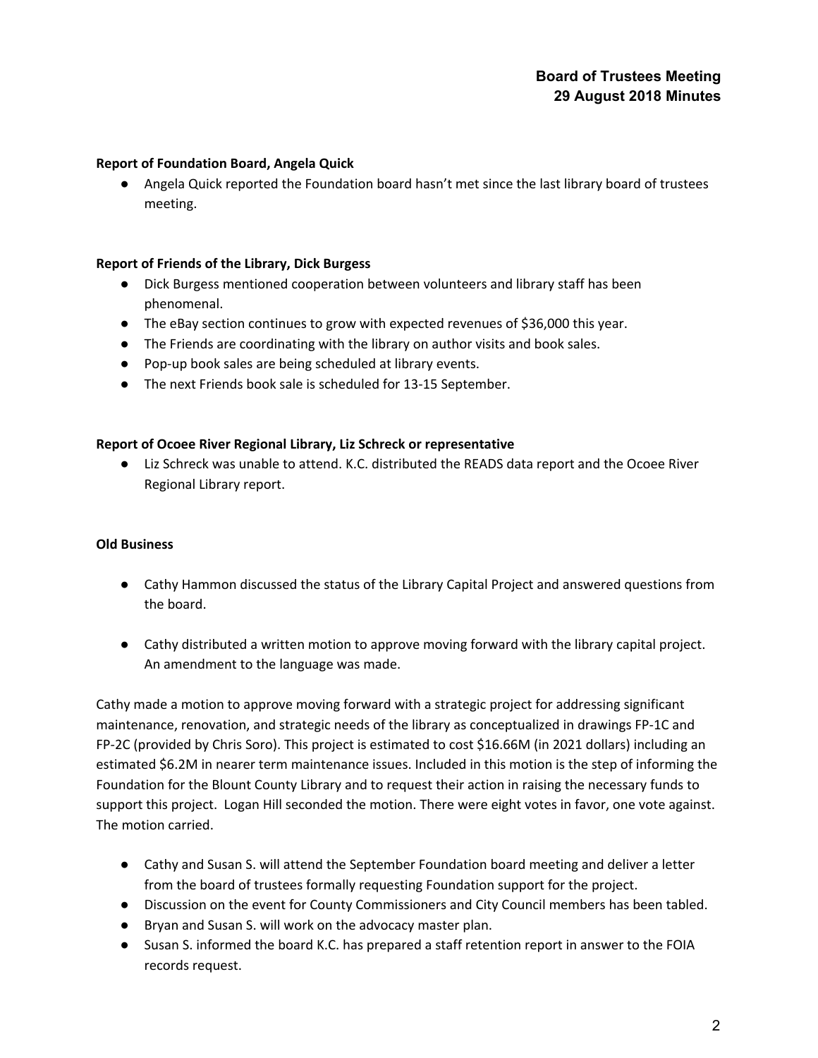**Report of Foundation Board, Angela Quick**

- Angela Quick reported the Foundation board hasn't met since the last library board of trustees meeting.

**Report of Friends of the Library, Dick Burgess**

- Dick Burgess mentioned cooperation between volunteers and library staff has been phenomenal.
- The eBay section continues to grow with expected revenues of $36,000 this year.
- The Friends are coordinating with the library on author visits and book sales.
- Pop-up book sales are being scheduled at library events.
- The next Friends book sale is scheduled for 13-15 September.

**Report of Ocoee River Regional Library, Liz Schreck or representative**

- Liz Schreck was unable to attend. K.C. distributed the READS data report and the Ocoee River Regional Library report.

**Old Business**

- Cathy Hammon discussed the status of the Library Capital Project and answered questions from the board.
- Cathy distributed a written motion to approve moving forward with the library capital project. An amendment to the language was made.

Cathy made a motion to approve moving forward with a strategic project for addressing significant maintenance, renovation, and strategic needs of the library as conceptualized in drawings FP-1C and FP-2C (provided by Chris Soro). This project is estimated to cost $16.66M (in 2021 dollars) including an estimated $6.2M in nearer term maintenance issues. Included in this motion is the step of informing the Foundation for the Blount County Library and to request their action in raising the necessary funds to support this project. Logan Hill seconded the motion. There were eight votes in favor, one vote against. The motion carried.

- Cathy and Susan S. will attend the September Foundation board meeting and deliver a letter from the board of trustees formally requesting Foundation support for the project.
- Discussion on the event for County Commissioners and City Council members has been tabled.
- Bryan and Susan S. will work on the advocacy master plan.
- Susan S. informed the board K.C. has prepared a staff retention report in answer to the FOIA records request.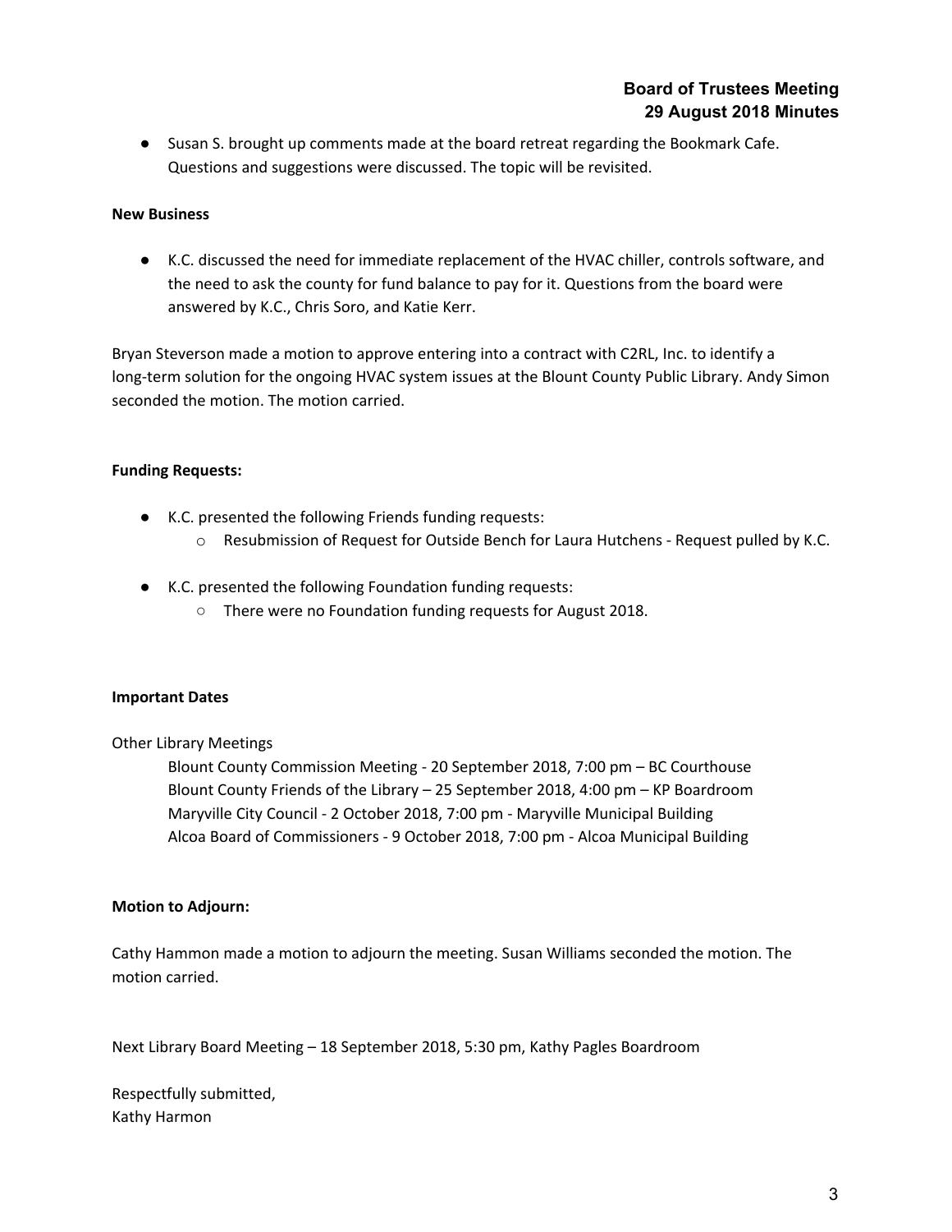- Susan S. brought up comments made at the board retreat regarding the Bookmark Cafe. Questions and suggestions were discussed. The topic will be revisited.

**New Business**

- K.C. discussed the need for immediate replacement of the HVAC chiller, controls software, and the need to ask the county for fund balance to pay for it. Questions from the board were answered by K.C., Chris Soro, and Katie Kerr.

Bryan Steverson made a motion to approve entering into a contract with C2RL, Inc. to identify a long-term solution for the ongoing HVAC system issues at the Blount County Public Library. Andy Simon seconded the motion. The motion carried.

**Funding Requests:**

- K.C. presented the following Friends funding requests:
    - Resubmission of Request for Outside Bench for Laura Hutchens - Request pulled by K.C.
- K.C. presented the following Foundation funding requests:
    - There were no Foundation funding requests for August 2018.

**Important Dates**

Other Library Meetings

Blount County Commission Meeting - 20 September 2018, 7:00 pm – BC Courthouse
Blount County Friends of the Library – 25 September 2018, 4:00 pm – KP Boardroom
Maryville City Council - 2 October 2018, 7:00 pm - Maryville Municipal Building
Alcoa Board of Commissioners - 9 October 2018, 7:00 pm - Alcoa Municipal Building

**Motion to Adjourn:**

Cathy Hammon made a motion to adjourn the meeting. Susan Williams seconded the motion. The motion carried.

Next Library Board Meeting – 18 September 2018, 5:30 pm, Kathy Pagles Boardroom

Respectfully submitted,
Kathy Harmon